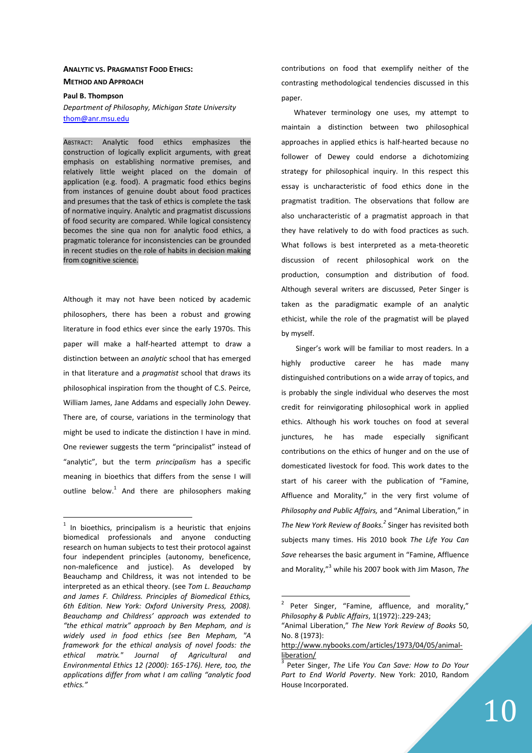**ANALYTIC VS. PRAGMATIST FOOD ETHICS: METHOD AND APPROACH**

**Paul B. Thompson**

*Department of Philosophy, Michigan State University*
thom@anr.msu.edu

ABSTRACT: Analytic food ethics emphasizes the construction of logically explicit arguments, with great emphasis on establishing normative premises, and relatively little weight placed on the domain of application (e.g. food). A pragmatic food ethics begins from instances of genuine doubt about food practices and presumes that the task of ethics is complete the task of normative inquiry. Analytic and pragmatist discussions of food security are compared. While logical consistency becomes the sine qua non for analytic food ethics, a pragmatic tolerance for inconsistencies can be grounded in recent studies on the role of habits in decision making from cognitive science.

Although it may not have been noticed by academic philosophers, there has been a robust and growing literature in food ethics ever since the early 1970s. This paper will make a half-hearted attempt to draw a distinction between an *analytic* school that has emerged in that literature and a *pragmatist* school that draws its philosophical inspiration from the thought of C.S. Peirce, William James, Jane Addams and especially John Dewey. There are, of course, variations in the terminology that might be used to indicate the distinction I have in mind. One reviewer suggests the term "principalist" instead of "analytic", but the term *principalism* has a specific meaning in bioethics that differs from the sense I will outline below.[1] And there are philosophers making contributions on food that exemplify neither of the contrasting methodological tendencies discussed in this paper.

Whatever terminology one uses, my attempt to maintain a distinction between two philosophical approaches in applied ethics is half-hearted because no follower of Dewey could endorse a dichotomizing strategy for philosophical inquiry. In this respect this essay is uncharacteristic of food ethics done in the pragmatist tradition. The observations that follow are also uncharacteristic of a pragmatist approach in that they have relatively to do with food practices as such. What follows is best interpreted as a meta-theoretic discussion of recent philosophical work on the production, consumption and distribution of food. Although several writers are discussed, Peter Singer is taken as the paradigmatic example of an analytic ethicist, while the role of the pragmatist will be played by myself.

Singer's work will be familiar to most readers. In a highly productive career he has made many distinguished contributions on a wide array of topics, and is probably the single individual who deserves the most credit for reinvigorating philosophical work in applied ethics. Although his work touches on food at several junctures, he has made especially significant contributions on the ethics of hunger and on the use of domesticated livestock for food. This work dates to the start of his career with the publication of "Famine, Affluence and Morality," in the very first volume of *Philosophy and Public Affairs,* and "Animal Liberation," in *The New York Review of Books.*[2] Singer has revisited both subjects many times. His 2010 book *The Life You Can Save* rehearses the basic argument in "Famine, Affluence and Morality,"[3] while his 2007 book with Jim Mason, *The*

---

[1] In bioethics, principalism is a heuristic that enjoins biomedical professionals and anyone conducting research on human subjects to test their protocol against four independent principles (autonomy, beneficence, non-maleficence and justice). As developed by Beauchamp and Childress, it was not intended to be interpreted as an ethical theory. (see *Tom L. Beauchamp and James F. Childress. Principles of Biomedical Ethics, 6th Edition. New York: Oxford University Press, 2008). Beauchamp and Childress' approach was extended to "the ethical matrix" approach by Ben Mepham, and is widely used in food ethics (see Ben Mepham, "A framework for the ethical analysis of novel foods: the ethical matrix." Journal of Agricultural and Environmental Ethics 12 (2000): 165-176). Here, too, the applications differ from what I am calling "analytic food ethics."*

[2] Peter Singer, "Famine, affluence, and morality," *Philosophy & Public Affairs*, 1(1972):.229-243;
"Animal Liberation," *The New York Review of Books* 50, No. 8 (1973): http://www.nybooks.com/articles/1973/04/05/animal-liberation/

[3] Peter Singer, *The* Life *You Can Save: How to Do Your Part to End World Poverty*. New York: 2010, Random House Incorporated.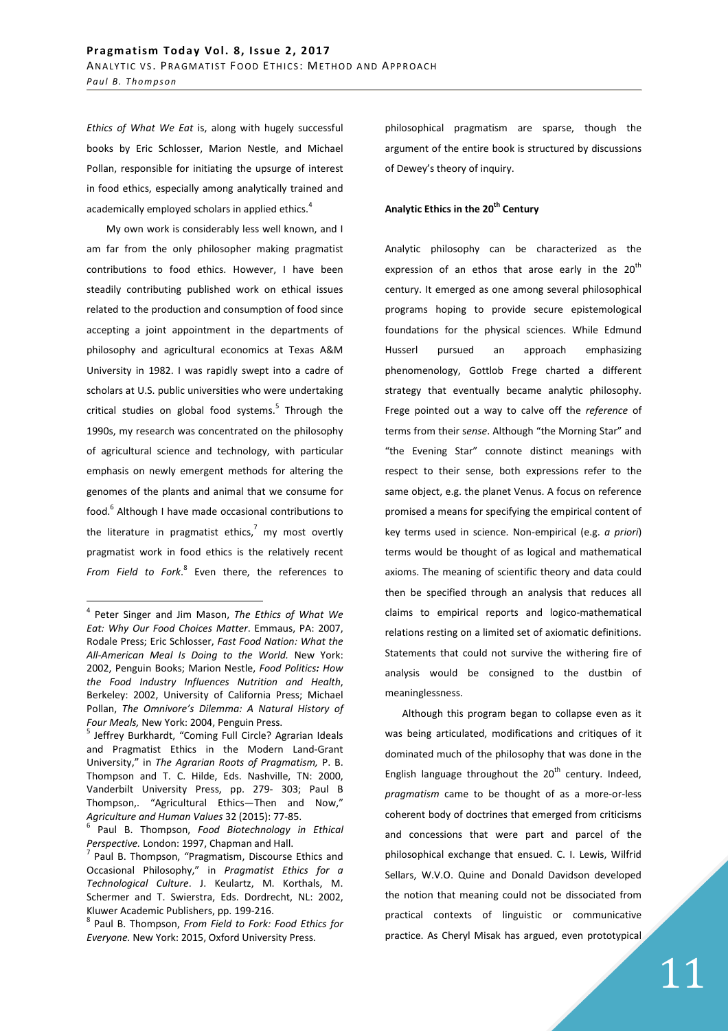*Ethics of What We Eat* is, along with hugely successful books by Eric Schlosser, Marion Nestle, and Michael Pollan, responsible for initiating the upsurge of interest in food ethics, especially among analytically trained and academically employed scholars in applied ethics.[4]

My own work is considerably less well known, and I am far from the only philosopher making pragmatist contributions to food ethics. However, I have been steadily contributing published work on ethical issues related to the production and consumption of food since accepting a joint appointment in the departments of philosophy and agricultural economics at Texas A&M University in 1982. I was rapidly swept into a cadre of scholars at U.S. public universities who were undertaking critical studies on global food systems.[5] Through the 1990s, my research was concentrated on the philosophy of agricultural science and technology, with particular emphasis on newly emergent methods for altering the genomes of the plants and animal that we consume for food.[6] Although I have made occasional contributions to the literature in pragmatist ethics,[7] my most overtly pragmatist work in food ethics is the relatively recent *From Field to Fork*.[8] Even there, the references to philosophical pragmatism are sparse, though the argument of the entire book is structured by discussions of Dewey's theory of inquiry.

## Analytic Ethics in the 20th Century

Analytic philosophy can be characterized as the expression of an ethos that arose early in the 20th century. It emerged as one among several philosophical programs hoping to provide secure epistemological foundations for the physical sciences. While Edmund Husserl pursued an approach emphasizing phenomenology, Gottlob Frege charted a different strategy that eventually became analytic philosophy. Frege pointed out a way to calve off the *reference* of terms from their *sense*. Although "the Morning Star" and "the Evening Star" connote distinct meanings with respect to their sense, both expressions refer to the same object, e.g. the planet Venus. A focus on reference promised a means for specifying the empirical content of key terms used in science. Non-empirical (e.g. *a priori*) terms would be thought of as logical and mathematical axioms. The meaning of scientific theory and data could then be specified through an analysis that reduces all claims to empirical reports and logico-mathematical relations resting on a limited set of axiomatic definitions. Statements that could not survive the withering fire of analysis would be consigned to the dustbin of meaninglessness.

Although this program began to collapse even as it was being articulated, modifications and critiques of it dominated much of the philosophy that was done in the English language throughout the 20th century. Indeed, *pragmatism* came to be thought of as a more-or-less coherent body of doctrines that emerged from criticisms and concessions that were part and parcel of the philosophical exchange that ensued. C. I. Lewis, Wilfrid Sellars, W.V.O. Quine and Donald Davidson developed the notion that meaning could not be dissociated from practical contexts of linguistic or communicative practice. As Cheryl Misak has argued, even prototypical

---

[4] Peter Singer and Jim Mason, *The Ethics of What We Eat: Why Our Food Choices Matter*. Emmaus, PA: 2007, Rodale Press; Eric Schlosser, *Fast Food Nation: What the All-American Meal Is Doing to the World.* New York: 2002, Penguin Books; Marion Nestle, *Food Politics: How the Food Industry Influences Nutrition and Health*, Berkeley: 2002, University of California Press; Michael Pollan, *The Omnivore's Dilemma: A Natural History of Four Meals,* New York: 2004, Penguin Press.

[5] Jeffrey Burkhardt, "Coming Full Circle? Agrarian Ideals and Pragmatist Ethics in the Modern Land-Grant University," in *The Agrarian Roots of Pragmatism,* P. B. Thompson and T. C. Hilde, Eds. Nashville, TN: 2000, Vanderbilt University Press, pp. 279- 303; Paul B Thompson,. "Agricultural Ethics—Then and Now," *Agriculture and Human Values* 32 (2015): 77-85.

[6] Paul B. Thompson, *Food Biotechnology in Ethical Perspective.* London: 1997, Chapman and Hall.

[7] Paul B. Thompson, "Pragmatism, Discourse Ethics and Occasional Philosophy," in *Pragmatist Ethics for a Technological Culture*. J. Keulartz, M. Korthals, M. Schermer and T. Swierstra, Eds. Dordrecht, NL: 2002, Kluwer Academic Publishers, pp. 199-216.

[8] Paul B. Thompson, *From Field to Fork: Food Ethics for Everyone.* New York: 2015, Oxford University Press.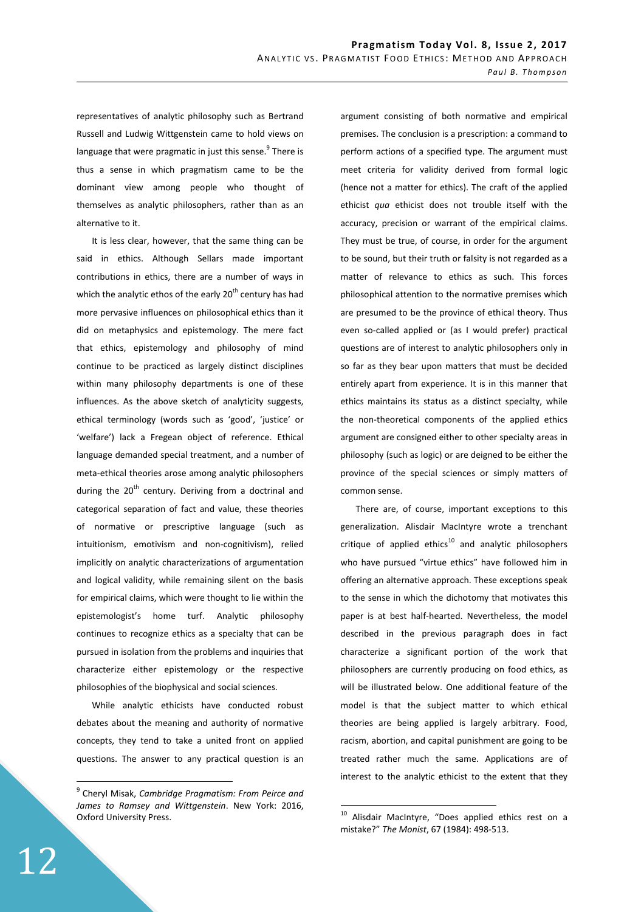representatives of analytic philosophy such as Bertrand Russell and Ludwig Wittgenstein came to hold views on language that were pragmatic in just this sense.[9] There is thus a sense in which pragmatism came to be the dominant view among people who thought of themselves as analytic philosophers, rather than as an alternative to it.

It is less clear, however, that the same thing can be said in ethics. Although Sellars made important contributions in ethics, there are a number of ways in which the analytic ethos of the early 20th century has had more pervasive influences on philosophical ethics than it did on metaphysics and epistemology. The mere fact that ethics, epistemology and philosophy of mind continue to be practiced as largely distinct disciplines within many philosophy departments is one of these influences. As the above sketch of analyticity suggests, ethical terminology (words such as 'good', 'justice' or 'welfare') lack a Fregean object of reference. Ethical language demanded special treatment, and a number of meta-ethical theories arose among analytic philosophers during the 20th century. Deriving from a doctrinal and categorical separation of fact and value, these theories of normative or prescriptive language (such as intuitionism, emotivism and non-cognitivism), relied implicitly on analytic characterizations of argumentation and logical validity, while remaining silent on the basis for empirical claims, which were thought to lie within the epistemologist's home turf. Analytic philosophy continues to recognize ethics as a specialty that can be pursued in isolation from the problems and inquiries that characterize either epistemology or the respective philosophies of the biophysical and social sciences.

While analytic ethicists have conducted robust debates about the meaning and authority of normative concepts, they tend to take a united front on applied questions. The answer to any practical question is an argument consisting of both normative and empirical premises. The conclusion is a prescription: a command to perform actions of a specified type. The argument must meet criteria for validity derived from formal logic (hence not a matter for ethics). The craft of the applied ethicist *qua* ethicist does not trouble itself with the accuracy, precision or warrant of the empirical claims. They must be true, of course, in order for the argument to be sound, but their truth or falsity is not regarded as a matter of relevance to ethics as such. This forces philosophical attention to the normative premises which are presumed to be the province of ethical theory. Thus even so-called applied or (as I would prefer) practical questions are of interest to analytic philosophers only in so far as they bear upon matters that must be decided entirely apart from experience. It is in this manner that ethics maintains its status as a distinct specialty, while the non-theoretical components of the applied ethics argument are consigned either to other specialty areas in philosophy (such as logic) or are deigned to be either the province of the special sciences or simply matters of common sense.

There are, of course, important exceptions to this generalization. Alisdair MacIntyre wrote a trenchant critique of applied ethics[10] and analytic philosophers who have pursued "virtue ethics" have followed him in offering an alternative approach. These exceptions speak to the sense in which the dichotomy that motivates this paper is at best half-hearted. Nevertheless, the model described in the previous paragraph does in fact characterize a significant portion of the work that philosophers are currently producing on food ethics, as will be illustrated below. One additional feature of the model is that the subject matter to which ethical theories are being applied is largely arbitrary. Food, racism, abortion, and capital punishment are going to be treated rather much the same. Applications are of interest to the analytic ethicist to the extent that they

---

[9] Cheryl Misak, *Cambridge Pragmatism: From Peirce and James to Ramsey and Wittgenstein*. New York: 2016, Oxford University Press.

[10] Alisdair MacIntyre, "Does applied ethics rest on a mistake?" *The Monist*, 67 (1984): 498-513.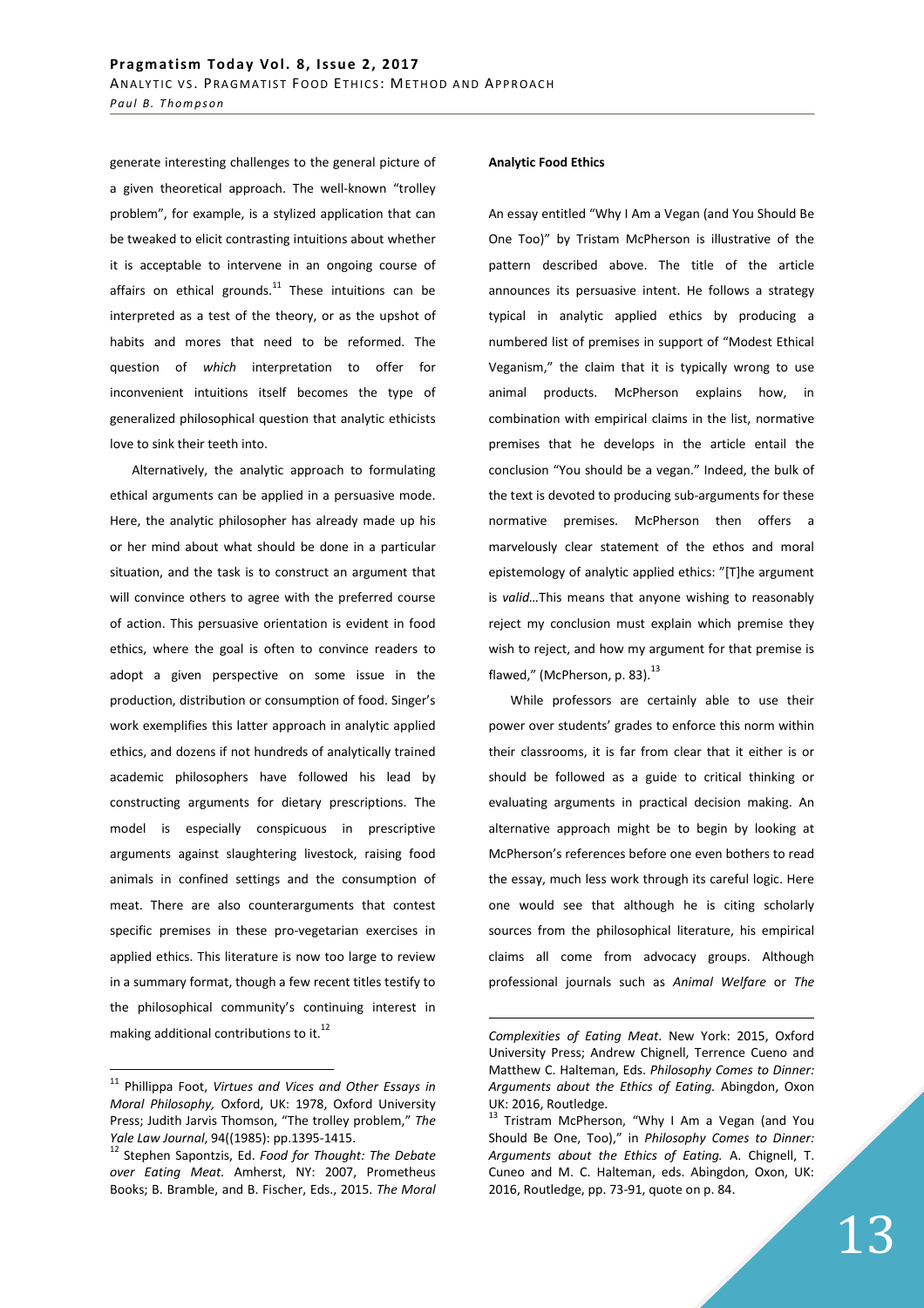generate interesting challenges to the general picture of a given theoretical approach. The well-known "trolley problem", for example, is a stylized application that can be tweaked to elicit contrasting intuitions about whether it is acceptable to intervene in an ongoing course of affairs on ethical grounds.[11] These intuitions can be interpreted as a test of the theory, or as the upshot of habits and mores that need to be reformed. The question of *which* interpretation to offer for inconvenient intuitions itself becomes the type of generalized philosophical question that analytic ethicists love to sink their teeth into.

Alternatively, the analytic approach to formulating ethical arguments can be applied in a persuasive mode. Here, the analytic philosopher has already made up his or her mind about what should be done in a particular situation, and the task is to construct an argument that will convince others to agree with the preferred course of action. This persuasive orientation is evident in food ethics, where the goal is often to convince readers to adopt a given perspective on some issue in the production, distribution or consumption of food. Singer's work exemplifies this latter approach in analytic applied ethics, and dozens if not hundreds of analytically trained academic philosophers have followed his lead by constructing arguments for dietary prescriptions. The model is especially conspicuous in prescriptive arguments against slaughtering livestock, raising food animals in confined settings and the consumption of meat. There are also counterarguments that contest specific premises in these pro-vegetarian exercises in applied ethics. This literature is now too large to review in a summary format, though a few recent titles testify to the philosophical community's continuing interest in making additional contributions to it.[12]

**Analytic Food Ethics**

An essay entitled "Why I Am a Vegan (and You Should Be One Too)" by Tristam McPherson is illustrative of the pattern described above. The title of the article announces its persuasive intent. He follows a strategy typical in analytic applied ethics by producing a numbered list of premises in support of "Modest Ethical Veganism," the claim that it is typically wrong to use animal products. McPherson explains how, in combination with empirical claims in the list, normative premises that he develops in the article entail the conclusion "You should be a vegan." Indeed, the bulk of the text is devoted to producing sub-arguments for these normative premises. McPherson then offers a marvelously clear statement of the ethos and moral epistemology of analytic applied ethics: "[T]he argument is *valid…*This means that anyone wishing to reasonably reject my conclusion must explain which premise they wish to reject, and how my argument for that premise is flawed," (McPherson, p. 83).[13]

While professors are certainly able to use their power over students' grades to enforce this norm within their classrooms, it is far from clear that it either is or should be followed as a guide to critical thinking or evaluating arguments in practical decision making. An alternative approach might be to begin by looking at McPherson's references before one even bothers to read the essay, much less work through its careful logic. Here one would see that although he is citing scholarly sources from the philosophical literature, his empirical claims all come from advocacy groups. Although professional journals such as *Animal Welfare* or *The*

---

[11] Phillippa Foot, *Virtues and Vices and Other Essays in Moral Philosophy,* Oxford, UK: 1978, Oxford University Press; Judith Jarvis Thomson, "The trolley problem," *The Yale Law Journal*, 94((1985): pp.1395-1415.

[12] Stephen Sapontzis, Ed. *Food for Thought: The Debate over Eating Meat.* Amherst, NY: 2007, Prometheus Books; B. Bramble, and B. Fischer, Eds., 2015. *The Moral Complexities of Eating Meat.* New York: 2015, Oxford University Press; Andrew Chignell, Terrence Cueno and Matthew C. Halteman, Eds. *Philosophy Comes to Dinner: Arguments about the Ethics of Eating.* Abingdon, Oxon UK: 2016, Routledge.

[13] Tristram McPherson, "Why I Am a Vegan (and You Should Be One, Too)," in *Philosophy Comes to Dinner: Arguments about the Ethics of Eating.* A. Chignell, T. Cuneo and M. C. Halteman, eds. Abingdon, Oxon, UK: 2016, Routledge, pp. 73-91, quote on p. 84.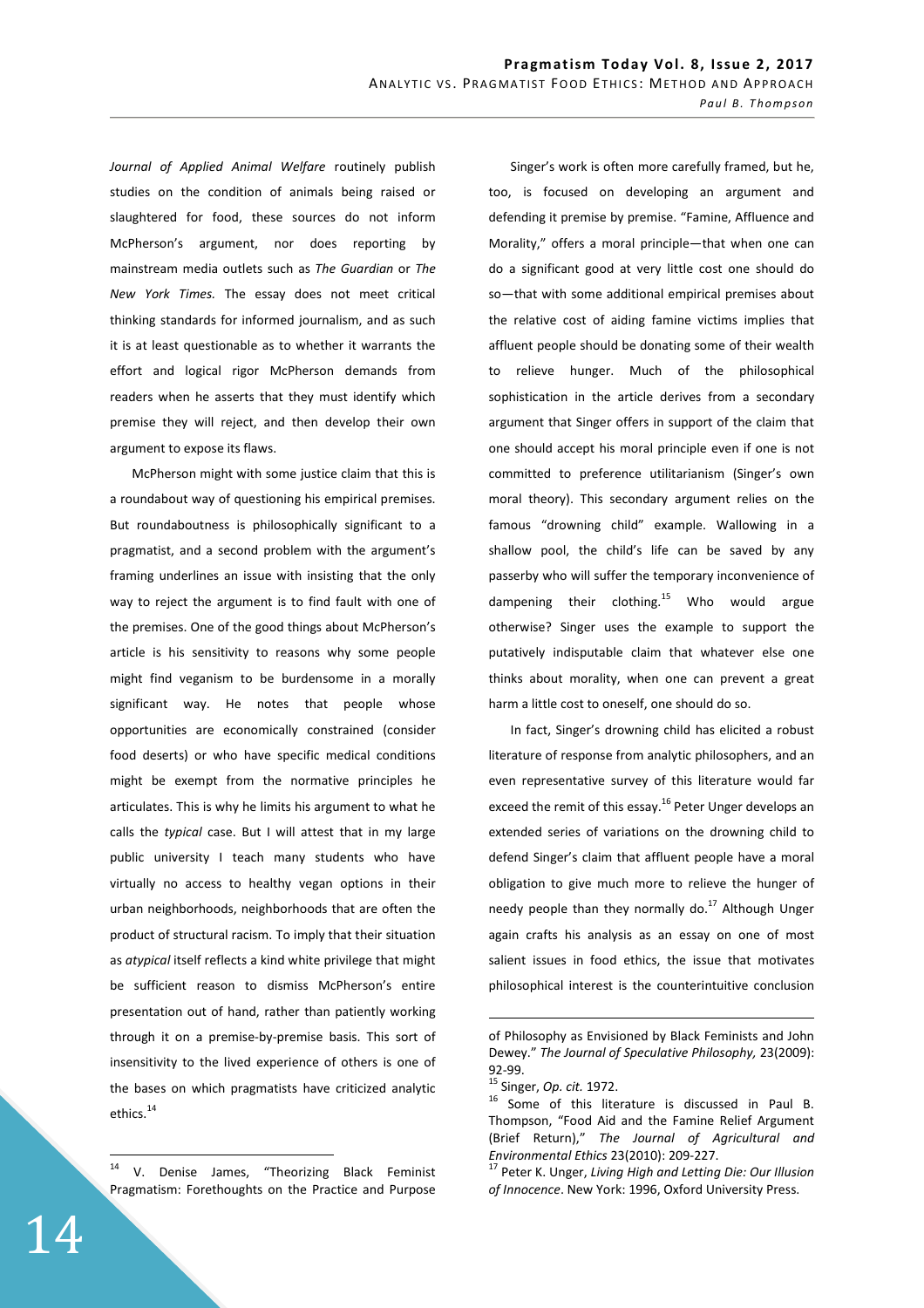*Journal of Applied Animal Welfare* routinely publish studies on the condition of animals being raised or slaughtered for food, these sources do not inform McPherson's argument, nor does reporting by mainstream media outlets such as *The Guardian* or *The New York Times.* The essay does not meet critical thinking standards for informed journalism, and as such it is at least questionable as to whether it warrants the effort and logical rigor McPherson demands from readers when he asserts that they must identify which premise they will reject, and then develop their own argument to expose its flaws.

McPherson might with some justice claim that this is a roundabout way of questioning his empirical premises. But roundaboutness is philosophically significant to a pragmatist, and a second problem with the argument's framing underlines an issue with insisting that the only way to reject the argument is to find fault with one of the premises. One of the good things about McPherson's article is his sensitivity to reasons why some people might find veganism to be burdensome in a morally significant way. He notes that people whose opportunities are economically constrained (consider food deserts) or who have specific medical conditions might be exempt from the normative principles he articulates. This is why he limits his argument to what he calls the *typical* case. But I will attest that in my large public university I teach many students who have virtually no access to healthy vegan options in their urban neighborhoods, neighborhoods that are often the product of structural racism. To imply that their situation as *atypical* itself reflects a kind white privilege that might be sufficient reason to dismiss McPherson's entire presentation out of hand, rather than patiently working through it on a premise-by-premise basis. This sort of insensitivity to the lived experience of others is one of the bases on which pragmatists have criticized analytic ethics.[14]

Singer's work is often more carefully framed, but he, too, is focused on developing an argument and defending it premise by premise. "Famine, Affluence and Morality," offers a moral principle—that when one can do a significant good at very little cost one should do so—that with some additional empirical premises about the relative cost of aiding famine victims implies that affluent people should be donating some of their wealth to relieve hunger. Much of the philosophical sophistication in the article derives from a secondary argument that Singer offers in support of the claim that one should accept his moral principle even if one is not committed to preference utilitarianism (Singer's own moral theory). This secondary argument relies on the famous "drowning child" example. Wallowing in a shallow pool, the child's life can be saved by any passerby who will suffer the temporary inconvenience of dampening their clothing.[15] Who would argue otherwise? Singer uses the example to support the putatively indisputable claim that whatever else one thinks about morality, when one can prevent a great harm a little cost to oneself, one should do so.

In fact, Singer's drowning child has elicited a robust literature of response from analytic philosophers, and an even representative survey of this literature would far exceed the remit of this essay.[16] Peter Unger develops an extended series of variations on the drowning child to defend Singer's claim that affluent people have a moral obligation to give much more to relieve the hunger of needy people than they normally do.[17] Although Unger again crafts his analysis as an essay on one of most salient issues in food ethics, the issue that motivates philosophical interest is the counterintuitive conclusion

---

[14] V. Denise James, "Theorizing Black Feminist Pragmatism: Forethoughts on the Practice and Purpose of Philosophy as Envisioned by Black Feminists and John Dewey." *The Journal of Speculative Philosophy,* 23(2009): 92-99.

[15] Singer, *Op. cit.* 1972.

[16] Some of this literature is discussed in Paul B. Thompson, "Food Aid and the Famine Relief Argument (Brief Return)," *The Journal of Agricultural and Environmental Ethics* 23(2010): 209-227.

[17] Peter K. Unger, *Living High and Letting Die: Our Illusion of Innocence*. New York: 1996, Oxford University Press.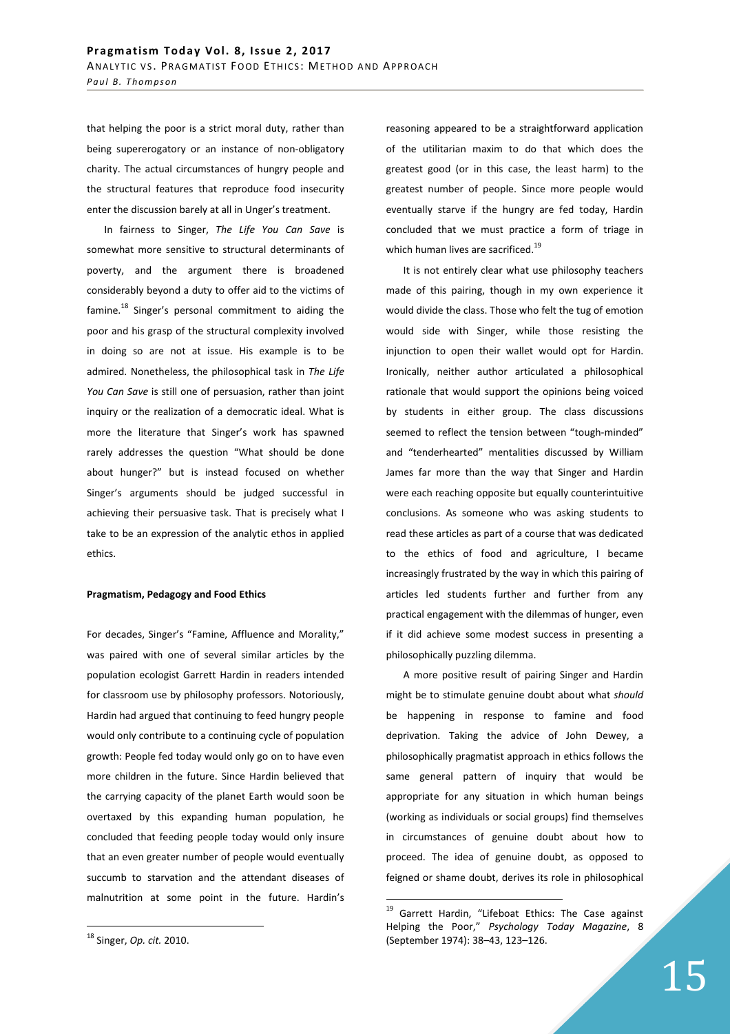that helping the poor is a strict moral duty, rather than being supererogatory or an instance of non-obligatory charity. The actual circumstances of hungry people and the structural features that reproduce food insecurity enter the discussion barely at all in Unger's treatment.

In fairness to Singer, *The Life You Can Save* is somewhat more sensitive to structural determinants of poverty, and the argument there is broadened considerably beyond a duty to offer aid to the victims of famine.[18] Singer's personal commitment to aiding the poor and his grasp of the structural complexity involved in doing so are not at issue. His example is to be admired. Nonetheless, the philosophical task in *The Life You Can Save* is still one of persuasion, rather than joint inquiry or the realization of a democratic ideal. What is more the literature that Singer's work has spawned rarely addresses the question "What should be done about hunger?" but is instead focused on whether Singer's arguments should be judged successful in achieving their persuasive task. That is precisely what I take to be an expression of the analytic ethos in applied ethics.

**Pragmatism, Pedagogy and Food Ethics**

For decades, Singer's "Famine, Affluence and Morality," was paired with one of several similar articles by the population ecologist Garrett Hardin in readers intended for classroom use by philosophy professors. Notoriously, Hardin had argued that continuing to feed hungry people would only contribute to a continuing cycle of population growth: People fed today would only go on to have even more children in the future. Since Hardin believed that the carrying capacity of the planet Earth would soon be overtaxed by this expanding human population, he concluded that feeding people today would only insure that an even greater number of people would eventually succumb to starvation and the attendant diseases of malnutrition at some point in the future. Hardin's reasoning appeared to be a straightforward application of the utilitarian maxim to do that which does the greatest good (or in this case, the least harm) to the greatest number of people. Since more people would eventually starve if the hungry are fed today, Hardin concluded that we must practice a form of triage in which human lives are sacrificed.[19]

It is not entirely clear what use philosophy teachers made of this pairing, though in my own experience it would divide the class. Those who felt the tug of emotion would side with Singer, while those resisting the injunction to open their wallet would opt for Hardin. Ironically, neither author articulated a philosophical rationale that would support the opinions being voiced by students in either group. The class discussions seemed to reflect the tension between "tough-minded" and "tenderhearted" mentalities discussed by William James far more than the way that Singer and Hardin were each reaching opposite but equally counterintuitive conclusions. As someone who was asking students to read these articles as part of a course that was dedicated to the ethics of food and agriculture, I became increasingly frustrated by the way in which this pairing of articles led students further and further from any practical engagement with the dilemmas of hunger, even if it did achieve some modest success in presenting a philosophically puzzling dilemma.

A more positive result of pairing Singer and Hardin might be to stimulate genuine doubt about what *should* be happening in response to famine and food deprivation. Taking the advice of John Dewey, a philosophically pragmatist approach in ethics follows the same general pattern of inquiry that would be appropriate for any situation in which human beings (working as individuals or social groups) find themselves in circumstances of genuine doubt about how to proceed. The idea of genuine doubt, as opposed to feigned or shame doubt, derives its role in philosophical

---

[18] Singer, *Op. cit.* 2010.

[19] Garrett Hardin, "Lifeboat Ethics: The Case against Helping the Poor," *Psychology Today Magazine*, 8 (September 1974): 38–43, 123–126.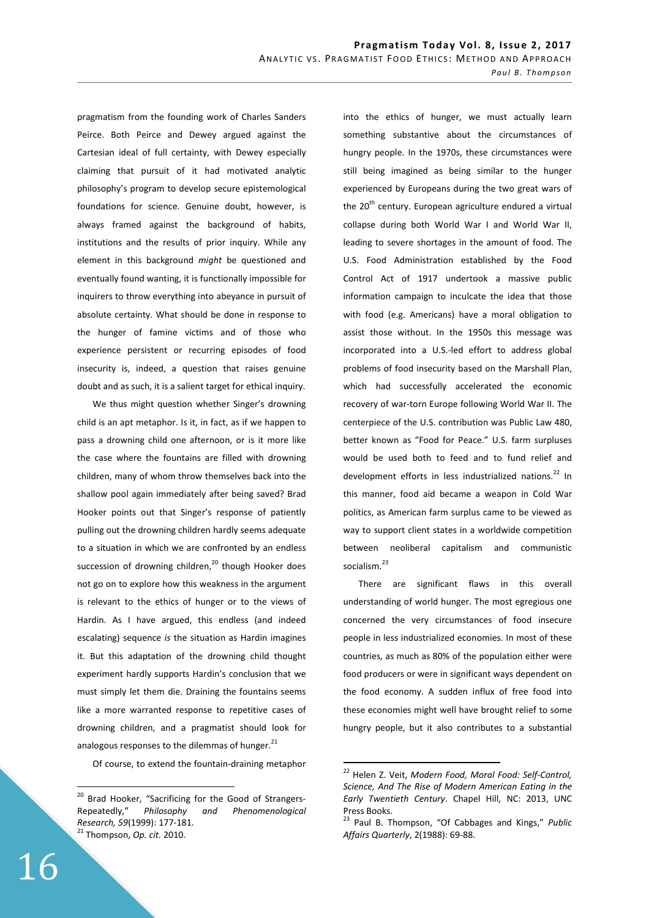pragmatism from the founding work of Charles Sanders Peirce. Both Peirce and Dewey argued against the Cartesian ideal of full certainty, with Dewey especially claiming that pursuit of it had motivated analytic philosophy's program to develop secure epistemological foundations for science. Genuine doubt, however, is always framed against the background of habits, institutions and the results of prior inquiry. While any element in this background *might* be questioned and eventually found wanting, it is functionally impossible for inquirers to throw everything into abeyance in pursuit of absolute certainty. What should be done in response to the hunger of famine victims and of those who experience persistent or recurring episodes of food insecurity is, indeed, a question that raises genuine doubt and as such, it is a salient target for ethical inquiry.

We thus might question whether Singer's drowning child is an apt metaphor. Is it, in fact, as if we happen to pass a drowning child one afternoon, or is it more like the case where the fountains are filled with drowning children, many of whom throw themselves back into the shallow pool again immediately after being saved? Brad Hooker points out that Singer's response of patiently pulling out the drowning children hardly seems adequate to a situation in which we are confronted by an endless succession of drowning children,[20] though Hooker does not go on to explore how this weakness in the argument is relevant to the ethics of hunger or to the views of Hardin. As I have argued, this endless (and indeed escalating) sequence *is* the situation as Hardin imagines it. But this adaptation of the drowning child thought experiment hardly supports Hardin's conclusion that we must simply let them die. Draining the fountains seems like a more warranted response to repetitive cases of drowning children, and a pragmatist should look for analogous responses to the dilemmas of hunger.[21]

Of course, to extend the fountain-draining metaphor into the ethics of hunger, we must actually learn something substantive about the circumstances of hungry people. In the 1970s, these circumstances were still being imagined as being similar to the hunger experienced by Europeans during the two great wars of the 20th century. European agriculture endured a virtual collapse during both World War I and World War II, leading to severe shortages in the amount of food. The U.S. Food Administration established by the Food Control Act of 1917 undertook a massive public information campaign to inculcate the idea that those with food (e.g. Americans) have a moral obligation to assist those without. In the 1950s this message was incorporated into a U.S.-led effort to address global problems of food insecurity based on the Marshall Plan, which had successfully accelerated the economic recovery of war-torn Europe following World War II. The centerpiece of the U.S. contribution was Public Law 480, better known as "Food for Peace." U.S. farm surpluses would be used both to feed and to fund relief and development efforts in less industrialized nations.[22] In this manner, food aid became a weapon in Cold War politics, as American farm surplus came to be viewed as way to support client states in a worldwide competition between neoliberal capitalism and communistic socialism.[23]

There are significant flaws in this overall understanding of world hunger. The most egregious one concerned the very circumstances of food insecure people in less industrialized economies. In most of these countries, as much as 80% of the population either were food producers or were in significant ways dependent on the food economy. A sudden influx of free food into these economies might well have brought relief to some hungry people, but it also contributes to a substantial

---

[20] Brad Hooker, "Sacrificing for the Good of Strangers-Repeatedly," *Philosophy and Phenomenological Research, 59*(1999): 177-181.

[21] Thompson, *Op. cit.* 2010.

[22] Helen Z. Veit, *Modern Food, Moral Food: Self-Control, Science, And The Rise of Modern American Eating in the Early Twentieth Century*. Chapel Hill, NC: 2013, UNC Press Books.

[23] Paul B. Thompson, "Of Cabbages and Kings," *Public Affairs Quarterly*, 2(1988): 69-88.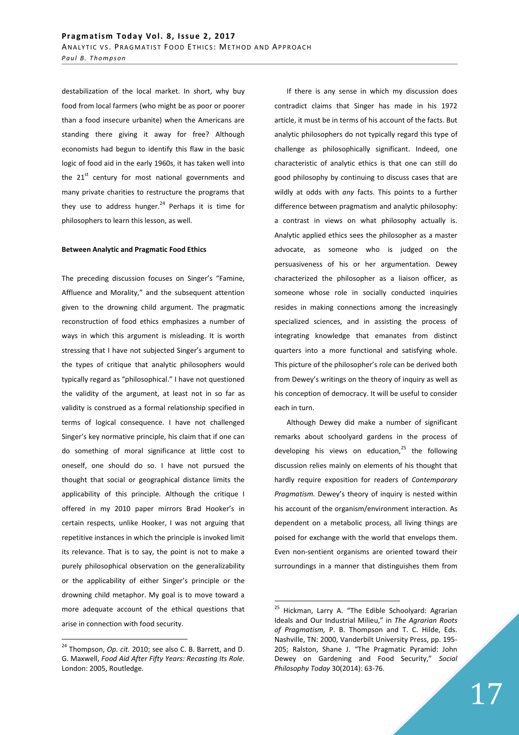destabilization of the local market. In short, why buy food from local farmers (who might be as poor or poorer than a food insecure urbanite) when the Americans are standing there giving it away for free? Although economists had begun to identify this flaw in the basic logic of food aid in the early 1960s, it has taken well into the 21st century for most national governments and many private charities to restructure the programs that they use to address hunger.[24] Perhaps it is time for philosophers to learn this lesson, as well.

**Between Analytic and Pragmatic Food Ethics**

The preceding discussion focuses on Singer's "Famine, Affluence and Morality," and the subsequent attention given to the drowning child argument. The pragmatic reconstruction of food ethics emphasizes a number of ways in which this argument is misleading. It is worth stressing that I have not subjected Singer's argument to the types of critique that analytic philosophers would typically regard as "philosophical." I have not questioned the validity of the argument, at least not in so far as validity is construed as a formal relationship specified in terms of logical consequence. I have not challenged Singer's key normative principle, his claim that if one can do something of moral significance at little cost to oneself, one should do so. I have not pursued the thought that social or geographical distance limits the applicability of this principle. Although the critique I offered in my 2010 paper mirrors Brad Hooker's in certain respects, unlike Hooker, I was not arguing that repetitive instances in which the principle is invoked limit its relevance. That is to say, the point is not to make a purely philosophical observation on the generalizability or the applicability of either Singer's principle or the drowning child metaphor. My goal is to move toward a more adequate account of the ethical questions that arise in connection with food security.

If there is any sense in which my discussion does contradict claims that Singer has made in his 1972 article, it must be in terms of his account of the facts. But analytic philosophers do not typically regard this type of challenge as philosophically significant. Indeed, one characteristic of analytic ethics is that one can still do good philosophy by continuing to discuss cases that are wildly at odds with *any* facts. This points to a further difference between pragmatism and analytic philosophy: a contrast in views on what philosophy actually is. Analytic applied ethics sees the philosopher as a master advocate, as someone who is judged on the persuasiveness of his or her argumentation. Dewey characterized the philosopher as a liaison officer, as someone whose role in socially conducted inquiries resides in making connections among the increasingly specialized sciences, and in assisting the process of integrating knowledge that emanates from distinct quarters into a more functional and satisfying whole. This picture of the philosopher's role can be derived both from Dewey's writings on the theory of inquiry as well as his conception of democracy. It will be useful to consider each in turn.

Although Dewey did make a number of significant remarks about schoolyard gardens in the process of developing his views on education,[25] the following discussion relies mainly on elements of his thought that hardly require exposition for readers of *Contemporary Pragmatism.* Dewey's theory of inquiry is nested within his account of the organism/environment interaction. As dependent on a metabolic process, all living things are poised for exchange with the world that envelops them. Even non-sentient organisms are oriented toward their surroundings in a manner that distinguishes them from

---

[24] Thompson, *Op. cit.* 2010; see also C. B. Barrett, and D. G. Maxwell, *Food Aid After Fifty Years: Recasting Its Role*. London: 2005, Routledge.

[25] Hickman, Larry A. "The Edible Schoolyard: Agrarian Ideals and Our Industrial Milieu," in *The Agrarian Roots of Pragmatism,* P. B. Thompson and T. C. Hilde, Eds. Nashville, TN: 2000, Vanderbilt University Press, pp. 195-205; Ralston, Shane J. "The Pragmatic Pyramid: John Dewey on Gardening and Food Security," *Social Philosophy Today* 30(2014): 63-76.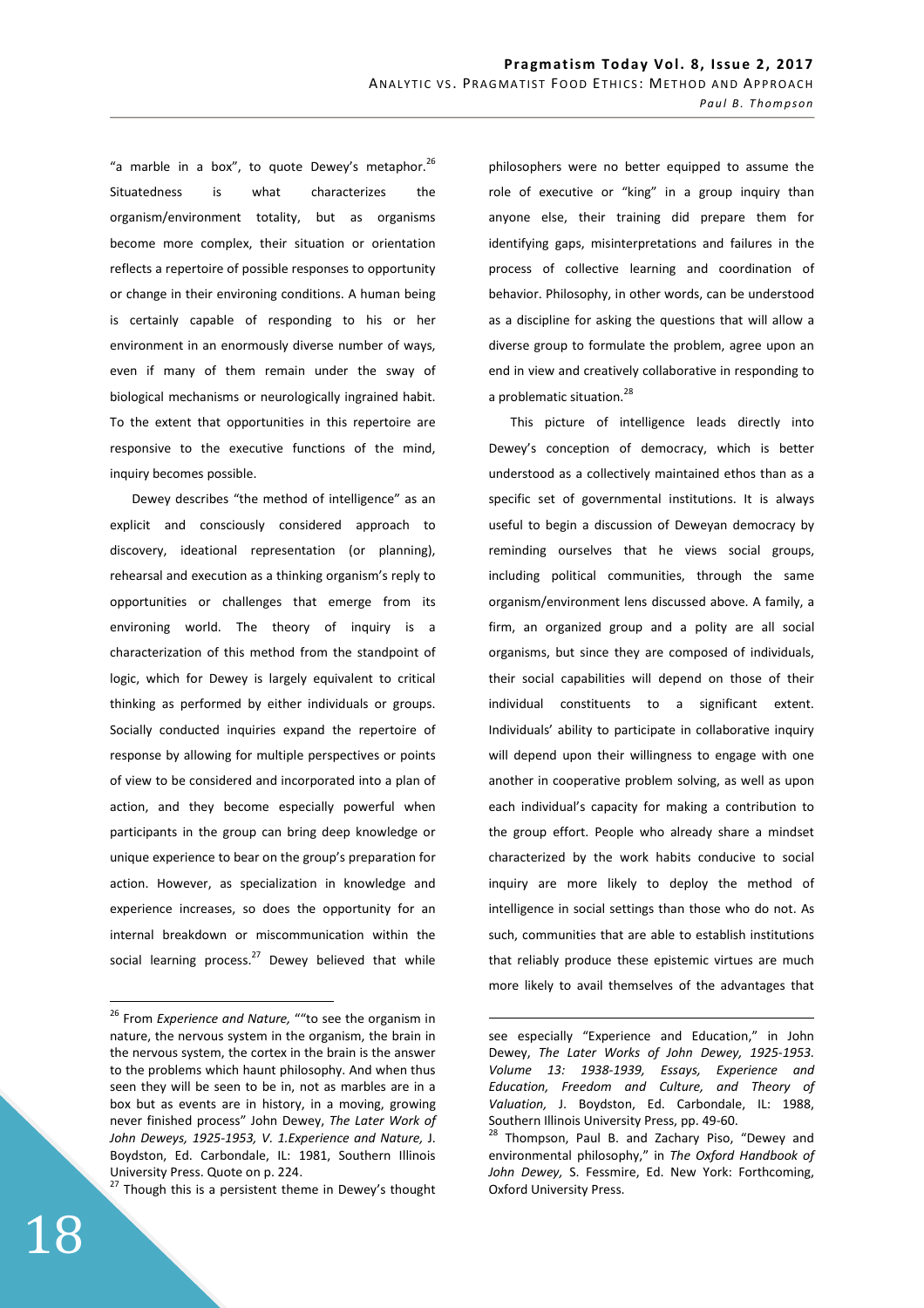"a marble in a box", to quote Dewey's metaphor.[26] Situatedness is what characterizes the organism/environment totality, but as organisms become more complex, their situation or orientation reflects a repertoire of possible responses to opportunity or change in their environing conditions. A human being is certainly capable of responding to his or her environment in an enormously diverse number of ways, even if many of them remain under the sway of biological mechanisms or neurologically ingrained habit. To the extent that opportunities in this repertoire are responsive to the executive functions of the mind, inquiry becomes possible.

Dewey describes "the method of intelligence" as an explicit and consciously considered approach to discovery, ideational representation (or planning), rehearsal and execution as a thinking organism's reply to opportunities or challenges that emerge from its environing world. The theory of inquiry is a characterization of this method from the standpoint of logic, which for Dewey is largely equivalent to critical thinking as performed by either individuals or groups. Socially conducted inquiries expand the repertoire of response by allowing for multiple perspectives or points of view to be considered and incorporated into a plan of action, and they become especially powerful when participants in the group can bring deep knowledge or unique experience to bear on the group's preparation for action. However, as specialization in knowledge and experience increases, so does the opportunity for an internal breakdown or miscommunication within the social learning process.[27] Dewey believed that while philosophers were no better equipped to assume the role of executive or "king" in a group inquiry than anyone else, their training did prepare them for identifying gaps, misinterpretations and failures in the process of collective learning and coordination of behavior. Philosophy, in other words, can be understood as a discipline for asking the questions that will allow a diverse group to formulate the problem, agree upon an end in view and creatively collaborative in responding to a problematic situation.[28]

This picture of intelligence leads directly into Dewey's conception of democracy, which is better understood as a collectively maintained ethos than as a specific set of governmental institutions. It is always useful to begin a discussion of Deweyan democracy by reminding ourselves that he views social groups, including political communities, through the same organism/environment lens discussed above. A family, a firm, an organized group and a polity are all social organisms, but since they are composed of individuals, their social capabilities will depend on those of their individual constituents to a significant extent. Individuals' ability to participate in collaborative inquiry will depend upon their willingness to engage with one another in cooperative problem solving, as well as upon each individual's capacity for making a contribution to the group effort. People who already share a mindset characterized by the work habits conducive to social inquiry are more likely to deploy the method of intelligence in social settings than those who do not. As such, communities that are able to establish institutions that reliably produce these epistemic virtues are much more likely to avail themselves of the advantages that

---

[26] From *Experience and Nature,* ""to see the organism in nature, the nervous system in the organism, the brain in the nervous system, the cortex in the brain is the answer to the problems which haunt philosophy. And when thus seen they will be seen to be in, not as marbles are in a box but as events are in history, in a moving, growing never finished process" John Dewey, *The Later Work of John Deweys, 1925-1953, V. 1.Experience and Nature,* J. Boydston, Ed. Carbondale, IL: 1981, Southern Illinois University Press. Quote on p. 224.

[27] Though this is a persistent theme in Dewey's thought see especially "Experience and Education," in John Dewey, *The Later Works of John Dewey, 1925-1953. Volume 13: 1938-1939, Essays, Experience and Education, Freedom and Culture, and Theory of Valuation,* J. Boydston, Ed. Carbondale, IL: 1988, Southern Illinois University Press, pp. 49-60.

[28] Thompson, Paul B. and Zachary Piso, "Dewey and environmental philosophy," in *The Oxford Handbook of John Dewey,* S. Fessmire, Ed. New York: Forthcoming, Oxford University Press.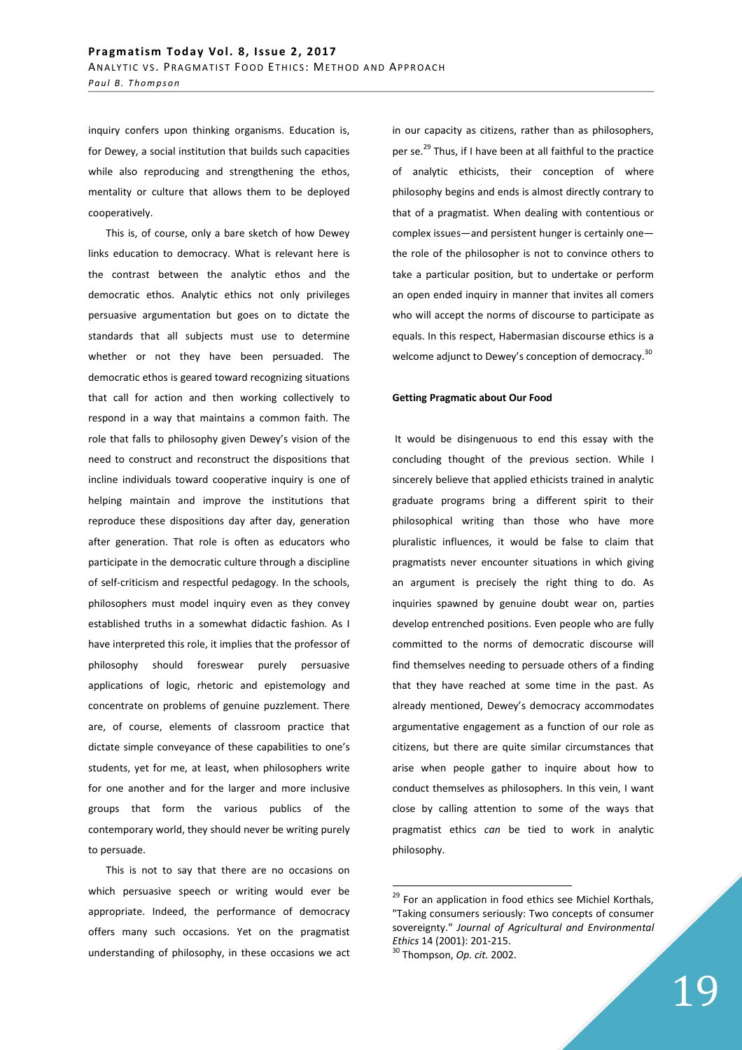inquiry confers upon thinking organisms. Education is, for Dewey, a social institution that builds such capacities while also reproducing and strengthening the ethos, mentality or culture that allows them to be deployed cooperatively.

This is, of course, only a bare sketch of how Dewey links education to democracy. What is relevant here is the contrast between the analytic ethos and the democratic ethos. Analytic ethics not only privileges persuasive argumentation but goes on to dictate the standards that all subjects must use to determine whether or not they have been persuaded. The democratic ethos is geared toward recognizing situations that call for action and then working collectively to respond in a way that maintains a common faith. The role that falls to philosophy given Dewey's vision of the need to construct and reconstruct the dispositions that incline individuals toward cooperative inquiry is one of helping maintain and improve the institutions that reproduce these dispositions day after day, generation after generation. That role is often as educators who participate in the democratic culture through a discipline of self-criticism and respectful pedagogy. In the schools, philosophers must model inquiry even as they convey established truths in a somewhat didactic fashion. As I have interpreted this role, it implies that the professor of philosophy should foreswear purely persuasive applications of logic, rhetoric and epistemology and concentrate on problems of genuine puzzlement. There are, of course, elements of classroom practice that dictate simple conveyance of these capabilities to one's students, yet for me, at least, when philosophers write for one another and for the larger and more inclusive groups that form the various publics of the contemporary world, they should never be writing purely to persuade.

This is not to say that there are no occasions on which persuasive speech or writing would ever be appropriate. Indeed, the performance of democracy offers many such occasions. Yet on the pragmatist understanding of philosophy, in these occasions we act in our capacity as citizens, rather than as philosophers, per se.[29] Thus, if I have been at all faithful to the practice of analytic ethicists, their conception of where philosophy begins and ends is almost directly contrary to that of a pragmatist. When dealing with contentious or complex issues—and persistent hunger is certainly one—the role of the philosopher is not to convince others to take a particular position, but to undertake or perform an open ended inquiry in manner that invites all comers who will accept the norms of discourse to participate as equals. In this respect, Habermasian discourse ethics is a welcome adjunct to Dewey's conception of democracy.[30]

**Getting Pragmatic about Our Food**

It would be disingenuous to end this essay with the concluding thought of the previous section. While I sincerely believe that applied ethicists trained in analytic graduate programs bring a different spirit to their philosophical writing than those who have more pluralistic influences, it would be false to claim that pragmatists never encounter situations in which giving an argument is precisely the right thing to do. As inquiries spawned by genuine doubt wear on, parties develop entrenched positions. Even people who are fully committed to the norms of democratic discourse will find themselves needing to persuade others of a finding that they have reached at some time in the past. As already mentioned, Dewey's democracy accommodates argumentative engagement as a function of our role as citizens, but there are quite similar circumstances that arise when people gather to inquire about how to conduct themselves as philosophers. In this vein, I want close by calling attention to some of the ways that pragmatist ethics *can* be tied to work in analytic philosophy.

---

[29] For an application in food ethics see Michiel Korthals, "Taking consumers seriously: Two concepts of consumer sovereignty." *Journal of Agricultural and Environmental Ethics* 14 (2001): 201-215.

[30] Thompson, *Op. cit.* 2002.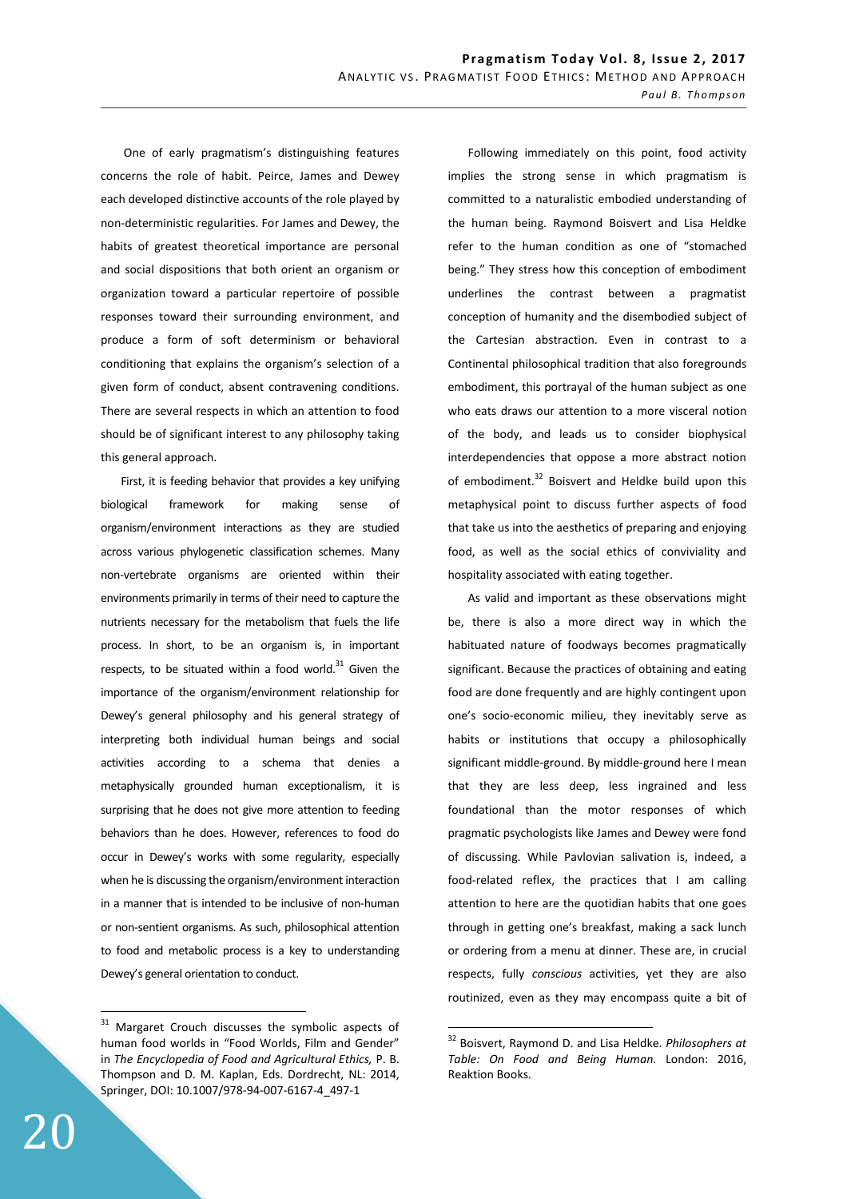One of early pragmatism's distinguishing features concerns the role of habit. Peirce, James and Dewey each developed distinctive accounts of the role played by non-deterministic regularities. For James and Dewey, the habits of greatest theoretical importance are personal and social dispositions that both orient an organism or organization toward a particular repertoire of possible responses toward their surrounding environment, and produce a form of soft determinism or behavioral conditioning that explains the organism's selection of a given form of conduct, absent contravening conditions. There are several respects in which an attention to food should be of significant interest to any philosophy taking this general approach.

First, it is feeding behavior that provides a key unifying biological framework for making sense of organism/environment interactions as they are studied across various phylogenetic classification schemes. Many non-vertebrate organisms are oriented within their environments primarily in terms of their need to capture the nutrients necessary for the metabolism that fuels the life process. In short, to be an organism is, in important respects, to be situated within a food world.[31] Given the importance of the organism/environment relationship for Dewey's general philosophy and his general strategy of interpreting both individual human beings and social activities according to a schema that denies a metaphysically grounded human exceptionalism, it is surprising that he does not give more attention to feeding behaviors than he does. However, references to food do occur in Dewey's works with some regularity, especially when he is discussing the organism/environment interaction in a manner that is intended to be inclusive of non-human or non-sentient organisms. As such, philosophical attention to food and metabolic process is a key to understanding Dewey's general orientation to conduct.

Following immediately on this point, food activity implies the strong sense in which pragmatism is committed to a naturalistic embodied understanding of the human being. Raymond Boisvert and Lisa Heldke refer to the human condition as one of "stomached being." They stress how this conception of embodiment underlines the contrast between a pragmatist conception of humanity and the disembodied subject of the Cartesian abstraction. Even in contrast to a Continental philosophical tradition that also foregrounds embodiment, this portrayal of the human subject as one who eats draws our attention to a more visceral notion of the body, and leads us to consider biophysical interdependencies that oppose a more abstract notion of embodiment.[32] Boisvert and Heldke build upon this metaphysical point to discuss further aspects of food that take us into the aesthetics of preparing and enjoying food, as well as the social ethics of conviviality and hospitality associated with eating together.

As valid and important as these observations might be, there is also a more direct way in which the habituated nature of foodways becomes pragmatically significant. Because the practices of obtaining and eating food are done frequently and are highly contingent upon one's socio-economic milieu, they inevitably serve as habits or institutions that occupy a philosophically significant middle-ground. By middle-ground here I mean that they are less deep, less ingrained and less foundational than the motor responses of which pragmatic psychologists like James and Dewey were fond of discussing. While Pavlovian salivation is, indeed, a food-related reflex, the practices that I am calling attention to here are the quotidian habits that one goes through in getting one's breakfast, making a sack lunch or ordering from a menu at dinner. These are, in crucial respects, fully *conscious* activities, yet they are also routinized, even as they may encompass quite a bit of

---

[31] Margaret Crouch discusses the symbolic aspects of human food worlds in "Food Worlds, Film and Gender" in *The Encyclopedia of Food and Agricultural Ethics,* P. B. Thompson and D. M. Kaplan, Eds. Dordrecht, NL: 2014, Springer, DOI: 10.1007/978-94-007-6167-4_497-1

[32] Boisvert, Raymond D. and Lisa Heldke. *Philosophers at Table: On Food and Being Human.* London: 2016, Reaktion Books.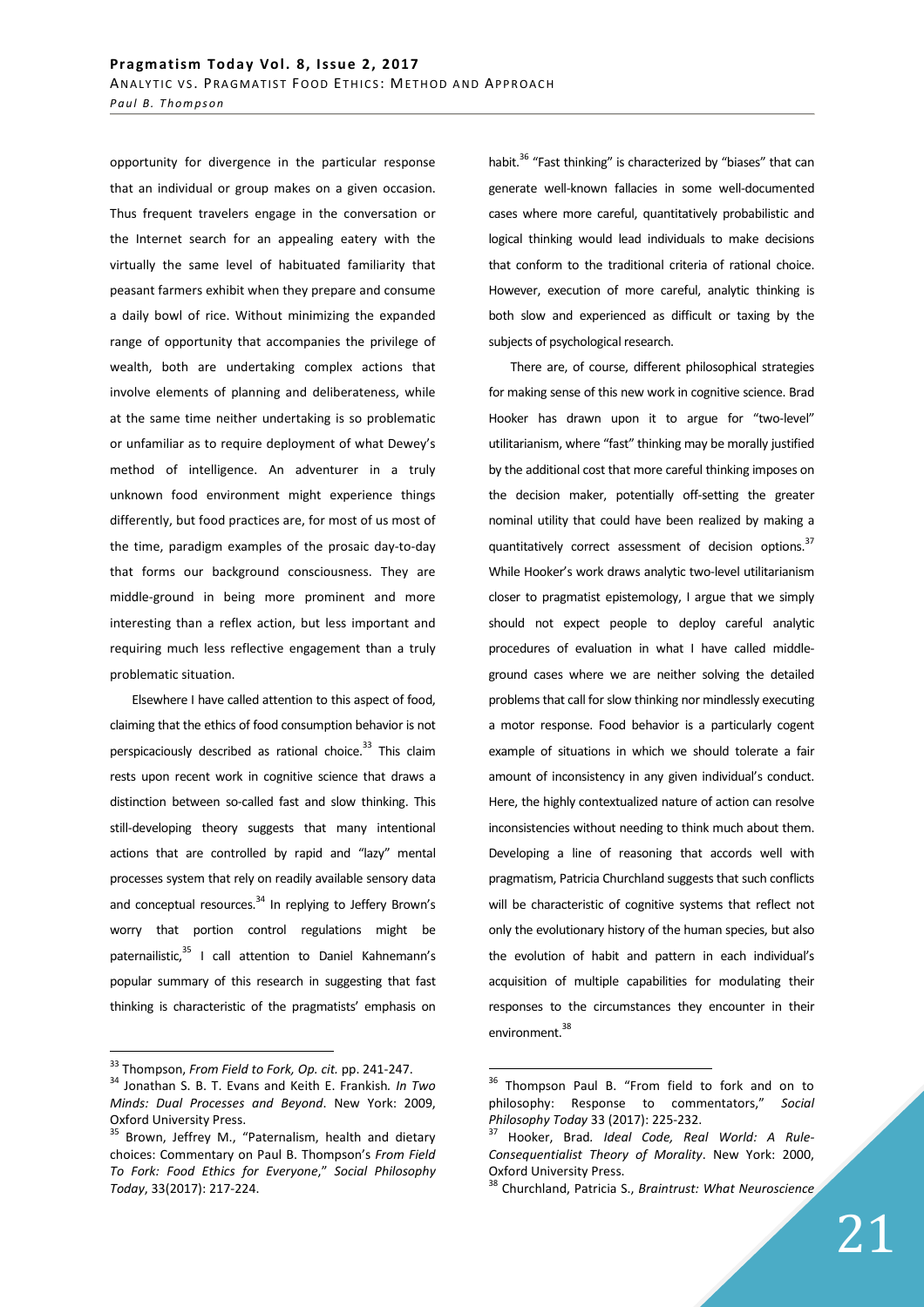opportunity for divergence in the particular response that an individual or group makes on a given occasion. Thus frequent travelers engage in the conversation or the Internet search for an appealing eatery with the virtually the same level of habituated familiarity that peasant farmers exhibit when they prepare and consume a daily bowl of rice. Without minimizing the expanded range of opportunity that accompanies the privilege of wealth, both are undertaking complex actions that involve elements of planning and deliberateness, while at the same time neither undertaking is so problematic or unfamiliar as to require deployment of what Dewey's method of intelligence. An adventurer in a truly unknown food environment might experience things differently, but food practices are, for most of us most of the time, paradigm examples of the prosaic day-to-day that forms our background consciousness. They are middle-ground in being more prominent and more interesting than a reflex action, but less important and requiring much less reflective engagement than a truly problematic situation.

Elsewhere I have called attention to this aspect of food, claiming that the ethics of food consumption behavior is not perspicaciously described as rational choice.[33] This claim rests upon recent work in cognitive science that draws a distinction between so-called fast and slow thinking. This still-developing theory suggests that many intentional actions that are controlled by rapid and "lazy" mental processes system that rely on readily available sensory data and conceptual resources.[34] In replying to Jeffery Brown's worry that portion control regulations might be paternailistic,[35] I call attention to Daniel Kahnemann's popular summary of this research in suggesting that fast thinking is characteristic of the pragmatists' emphasis on habit.[36] "Fast thinking" is characterized by "biases" that can generate well-known fallacies in some well-documented cases where more careful, quantitatively probabilistic and logical thinking would lead individuals to make decisions that conform to the traditional criteria of rational choice. However, execution of more careful, analytic thinking is both slow and experienced as difficult or taxing by the subjects of psychological research.

There are, of course, different philosophical strategies for making sense of this new work in cognitive science. Brad Hooker has drawn upon it to argue for "two-level" utilitarianism, where "fast" thinking may be morally justified by the additional cost that more careful thinking imposes on the decision maker, potentially off-setting the greater nominal utility that could have been realized by making a quantitatively correct assessment of decision options.[37] While Hooker's work draws analytic two-level utilitarianism closer to pragmatist epistemology, I argue that we simply should not expect people to deploy careful analytic procedures of evaluation in what I have called middle-ground cases where we are neither solving the detailed problems that call for slow thinking nor mindlessly executing a motor response. Food behavior is a particularly cogent example of situations in which we should tolerate a fair amount of inconsistency in any given individual's conduct. Here, the highly contextualized nature of action can resolve inconsistencies without needing to think much about them. Developing a line of reasoning that accords well with pragmatism, Patricia Churchland suggests that such conflicts will be characteristic of cognitive systems that reflect not only the evolutionary history of the human species, but also the evolution of habit and pattern in each individual's acquisition of multiple capabilities for modulating their responses to the circumstances they encounter in their environment.[38]

---

[33] Thompson, *From Field to Fork, Op. cit.* pp. 241-247.

[34] Jonathan S. B. T. Evans and Keith E. Frankish. *In Two Minds: Dual Processes and Beyond*. New York: 2009, Oxford University Press.

[35] Brown, Jeffrey M., "Paternalism, health and dietary choices: Commentary on Paul B. Thompson's *From Field To Fork: Food Ethics for Everyone*," *Social Philosophy Today*, 33(2017): 217-224.

[36] Thompson Paul B. "From field to fork and on to philosophy: Response to commentators," *Social Philosophy Today* 33 (2017): 225-232.

[37] Hooker, Brad. *Ideal Code, Real World: A Rule-Consequentialist Theory of Morality*. New York: 2000, Oxford University Press.

[38] Churchland, Patricia S., *Braintrust: What Neuroscience*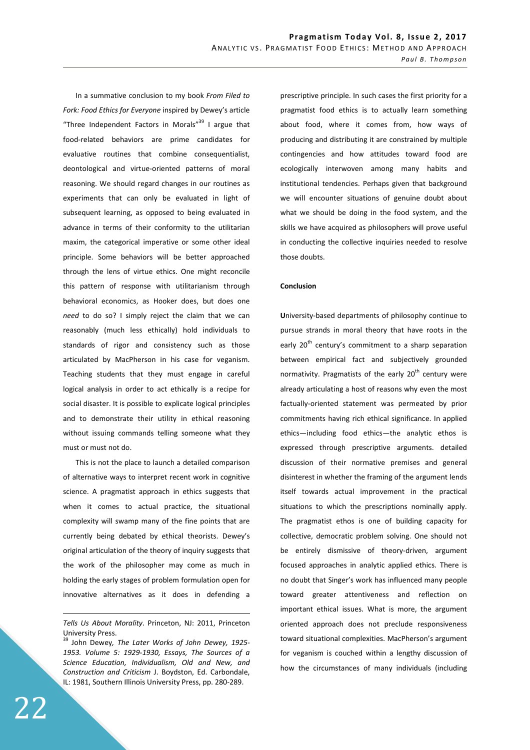In a summative conclusion to my book *From Filed to Fork: Food Ethics for Everyone* inspired by Dewey's article "Three Independent Factors in Morals"[39] I argue that food-related behaviors are prime candidates for evaluative routines that combine consequentialist, deontological and virtue-oriented patterns of moral reasoning. We should regard changes in our routines as experiments that can only be evaluated in light of subsequent learning, as opposed to being evaluated in advance in terms of their conformity to the utilitarian maxim, the categorical imperative or some other ideal principle. Some behaviors will be better approached through the lens of virtue ethics. One might reconcile this pattern of response with utilitarianism through behavioral economics, as Hooker does, but does one *need* to do so? I simply reject the claim that we can reasonably (much less ethically) hold individuals to standards of rigor and consistency such as those articulated by MacPherson in his case for veganism. Teaching students that they must engage in careful logical analysis in order to act ethically is a recipe for social disaster. It is possible to explicate logical principles and to demonstrate their utility in ethical reasoning without issuing commands telling someone what they must or must not do.

This is not the place to launch a detailed comparison of alternative ways to interpret recent work in cognitive science. A pragmatist approach in ethics suggests that when it comes to actual practice, the situational complexity will swamp many of the fine points that are currently being debated by ethical theorists. Dewey's original articulation of the theory of inquiry suggests that the work of the philosopher may come as much in holding the early stages of problem formulation open for innovative alternatives as it does in defending a prescriptive principle. In such cases the first priority for a pragmatist food ethics is to actually learn something about food, where it comes from, how ways of producing and distributing it are constrained by multiple contingencies and how attitudes toward food are ecologically interwoven among many habits and institutional tendencies. Perhaps given that background we will encounter situations of genuine doubt about what we should be doing in the food system, and the skills we have acquired as philosophers will prove useful in conducting the collective inquiries needed to resolve those doubts.

## Conclusion

**U**niversity-based departments of philosophy continue to pursue strands in moral theory that have roots in the early 20th century's commitment to a sharp separation between empirical fact and subjectively grounded normativity. Pragmatists of the early 20th century were already articulating a host of reasons why even the most factually-oriented statement was permeated by prior commitments having rich ethical significance. In applied ethics—including food ethics—the analytic ethos is expressed through prescriptive arguments. detailed discussion of their normative premises and general disinterest in whether the framing of the argument lends itself towards actual improvement in the practical situations to which the prescriptions nominally apply. The pragmatist ethos is one of building capacity for collective, democratic problem solving. One should not be entirely dismissive of theory-driven, argument focused approaches in analytic applied ethics. There is no doubt that Singer's work has influenced many people toward greater attentiveness and reflection on important ethical issues. What is more, the argument oriented approach does not preclude responsiveness toward situational complexities. MacPherson's argument for veganism is couched within a lengthy discussion of how the circumstances of many individuals (including

---

*Tells Us About Morality*. Princeton, NJ: 2011, Princeton University Press.

[39] John Dewey, *The Later Works of John Dewey, 1925-1953. Volume 5: 1929-1930, Essays, The Sources of a Science Education, Individualism, Old and New, and Construction and Criticism* J. Boydston, Ed. Carbondale, IL: 1981, Southern Illinois University Press, pp. 280-289.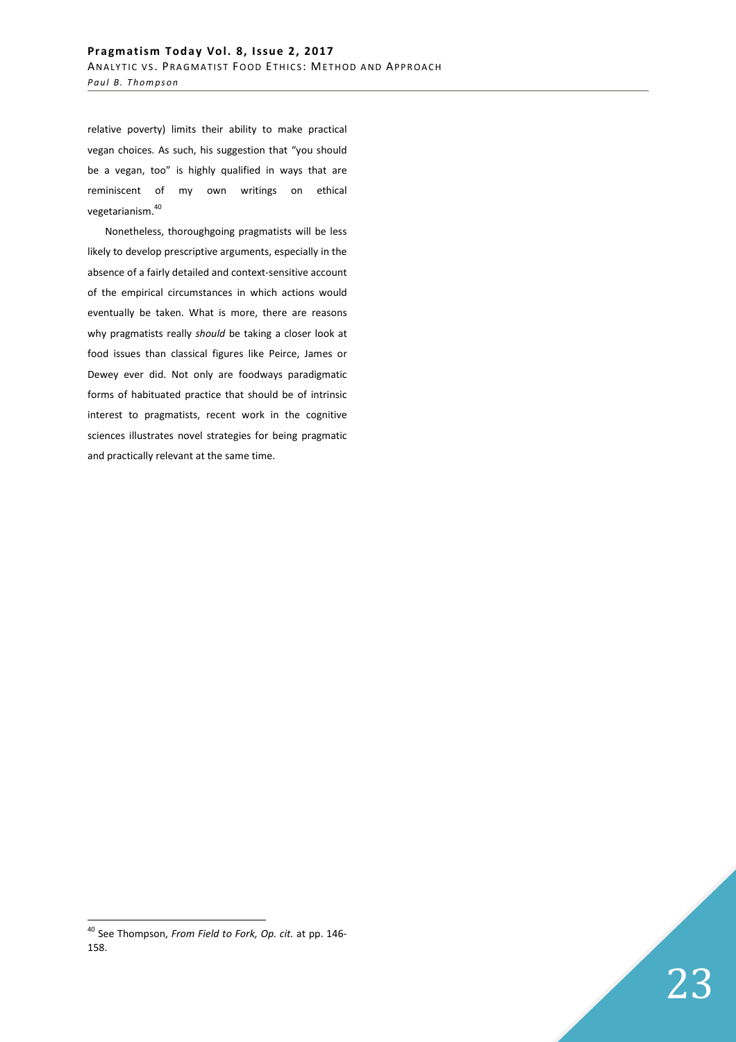relative poverty) limits their ability to make practical vegan choices. As such, his suggestion that "you should be a vegan, too" is highly qualified in ways that are reminiscent of my own writings on ethical vegetarianism.[40]

Nonetheless, thoroughgoing pragmatists will be less likely to develop prescriptive arguments, especially in the absence of a fairly detailed and context-sensitive account of the empirical circumstances in which actions would eventually be taken. What is more, there are reasons why pragmatists really *should* be taking a closer look at food issues than classical figures like Peirce, James or Dewey ever did. Not only are foodways paradigmatic forms of habituated practice that should be of intrinsic interest to pragmatists, recent work in the cognitive sciences illustrates novel strategies for being pragmatic and practically relevant at the same time.

---

[40] See Thompson, *From Field to Fork, Op. cit.* at pp. 146-158.